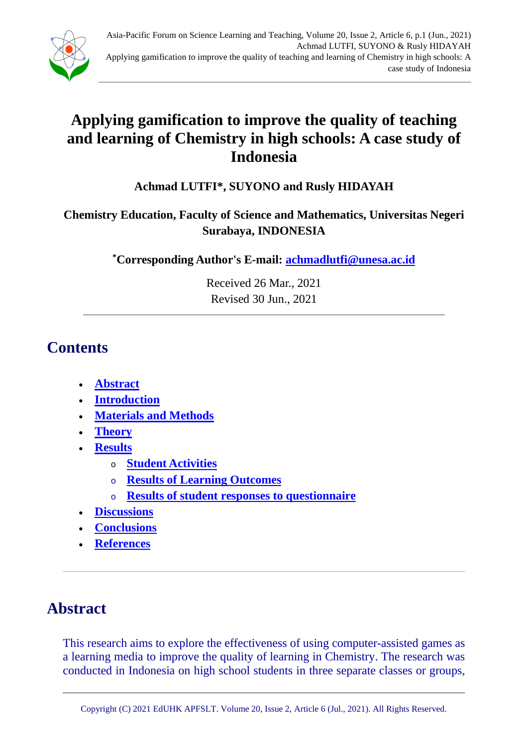# Applying gamification to improve the quality of teaching and learning of Chemistry in high schools: A case study of Indonesia

**Achmad LUTFI\*, SUYONO and Rusly HIDAYAH**

**Chemistry Education, Faculty of Science and Mathematics, Universitas Negeri Surabaya, INDONESIA**

**\*Corresponding Author's E-mail: achmadlutfi@unesa.ac.id**

Received 26 Mar., 2021
Revised 30 Jun., 2021

## Contents

- Abstract
- Introduction
- Materials and Methods
- Theory
- Results
  - Student Activities
  - Results of Learning Outcomes
  - Results of student responses to questionnaire
- Discussions
- Conclusions
- References

## Abstract

This research aims to explore the effectiveness of using computer-assisted games as a learning media to improve the quality of learning in Chemistry. The research was conducted in Indonesia on high school students in three separate classes or groups,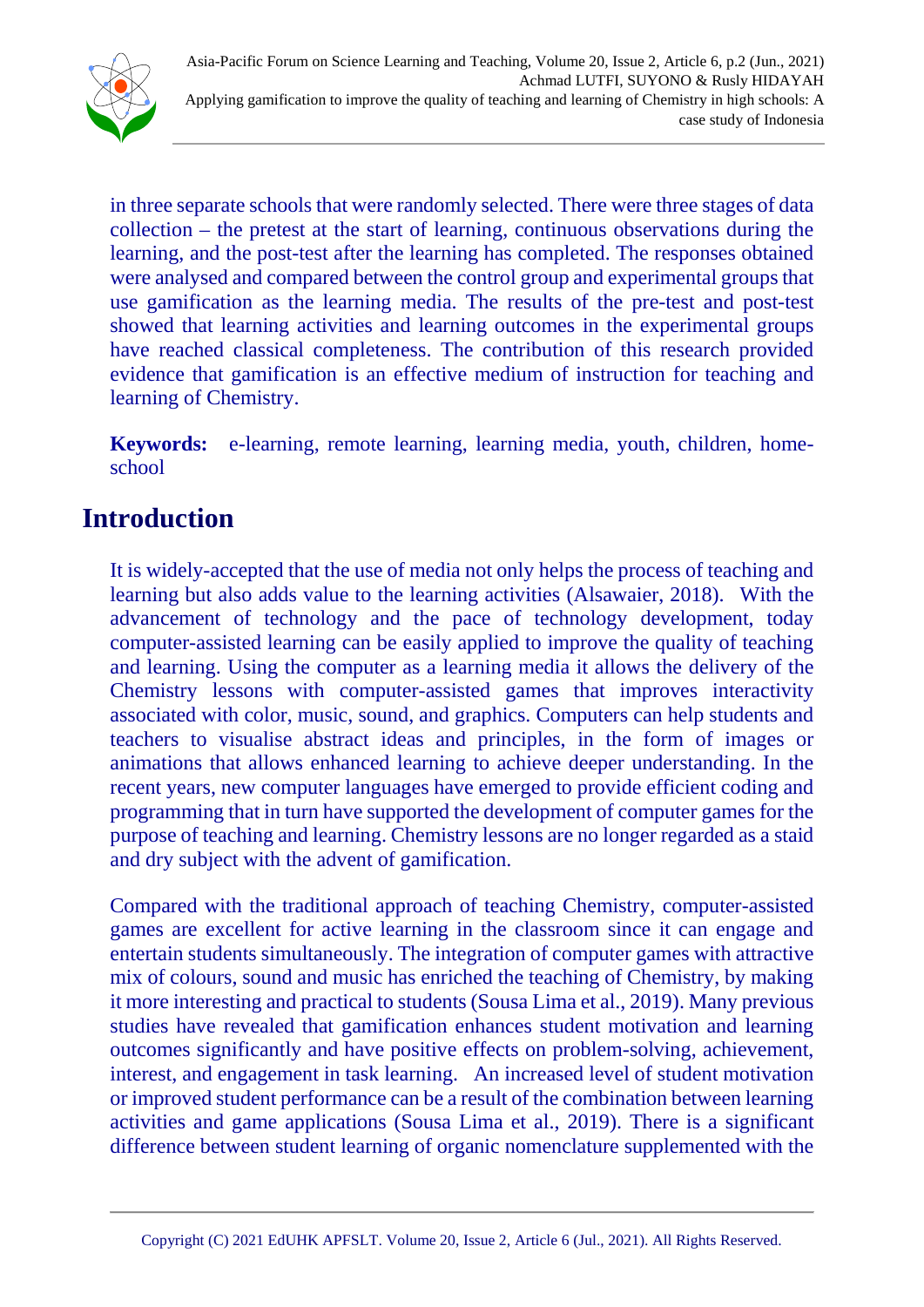in three separate schools that were randomly selected. There were three stages of data collection – the pretest at the start of learning, continuous observations during the learning, and the post-test after the learning has completed. The responses obtained were analysed and compared between the control group and experimental groups that use gamification as the learning media. The results of the pre-test and post-test showed that learning activities and learning outcomes in the experimental groups have reached classical completeness. The contribution of this research provided evidence that gamification is an effective medium of instruction for teaching and learning of Chemistry.

**Keywords:** e-learning, remote learning, learning media, youth, children, home-school

# Introduction

It is widely-accepted that the use of media not only helps the process of teaching and learning but also adds value to the learning activities (Alsawaier, 2018). With the advancement of technology and the pace of technology development, today computer-assisted learning can be easily applied to improve the quality of teaching and learning. Using the computer as a learning media it allows the delivery of the Chemistry lessons with computer-assisted games that improves interactivity associated with color, music, sound, and graphics. Computers can help students and teachers to visualise abstract ideas and principles, in the form of images or animations that allows enhanced learning to achieve deeper understanding. In the recent years, new computer languages have emerged to provide efficient coding and programming that in turn have supported the development of computer games for the purpose of teaching and learning. Chemistry lessons are no longer regarded as a staid and dry subject with the advent of gamification.

Compared with the traditional approach of teaching Chemistry, computer-assisted games are excellent for active learning in the classroom since it can engage and entertain students simultaneously. The integration of computer games with attractive mix of colours, sound and music has enriched the teaching of Chemistry, by making it more interesting and practical to students (Sousa Lima et al., 2019). Many previous studies have revealed that gamification enhances student motivation and learning outcomes significantly and have positive effects on problem-solving, achievement, interest, and engagement in task learning. An increased level of student motivation or improved student performance can be a result of the combination between learning activities and game applications (Sousa Lima et al., 2019). There is a significant difference between student learning of organic nomenclature supplemented with the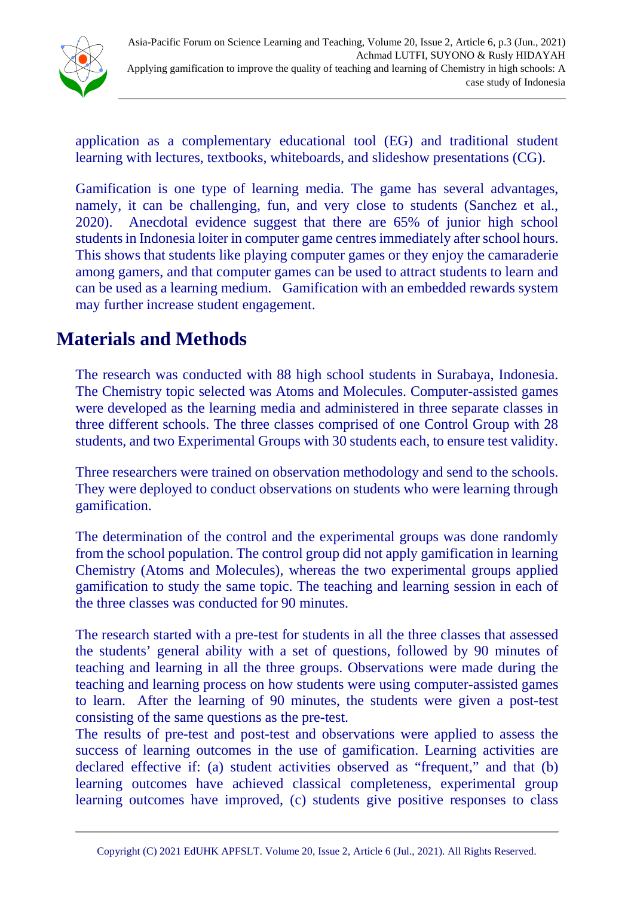application as a complementary educational tool (EG) and traditional student learning with lectures, textbooks, whiteboards, and slideshow presentations (CG).

Gamification is one type of learning media. The game has several advantages, namely, it can be challenging, fun, and very close to students (Sanchez et al., 2020). Anecdotal evidence suggest that there are 65% of junior high school students in Indonesia loiter in computer game centres immediately after school hours. This shows that students like playing computer games or they enjoy the camaraderie among gamers, and that computer games can be used to attract students to learn and can be used as a learning medium. Gamification with an embedded rewards system may further increase student engagement.

## Materials and Methods

The research was conducted with 88 high school students in Surabaya, Indonesia. The Chemistry topic selected was Atoms and Molecules. Computer-assisted games were developed as the learning media and administered in three separate classes in three different schools. The three classes comprised of one Control Group with 28 students, and two Experimental Groups with 30 students each, to ensure test validity.

Three researchers were trained on observation methodology and send to the schools. They were deployed to conduct observations on students who were learning through gamification.

The determination of the control and the experimental groups was done randomly from the school population. The control group did not apply gamification in learning Chemistry (Atoms and Molecules), whereas the two experimental groups applied gamification to study the same topic. The teaching and learning session in each of the three classes was conducted for 90 minutes.

The research started with a pre-test for students in all the three classes that assessed the students' general ability with a set of questions, followed by 90 minutes of teaching and learning in all the three groups. Observations were made during the teaching and learning process on how students were using computer-assisted games to learn. After the learning of 90 minutes, the students were given a post-test consisting of the same questions as the pre-test.

The results of pre-test and post-test and observations were applied to assess the success of learning outcomes in the use of gamification. Learning activities are declared effective if: (a) student activities observed as "frequent," and that (b) learning outcomes have achieved classical completeness, experimental group learning outcomes have improved, (c) students give positive responses to class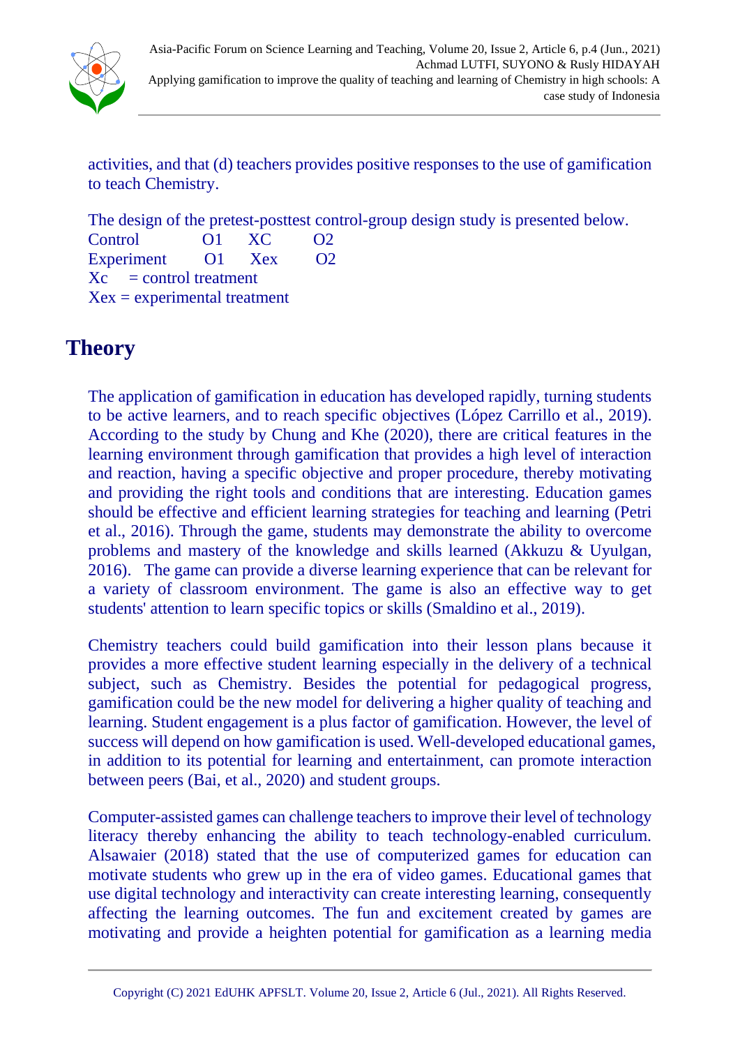activities, and that (d) teachers provides positive responses to the use of gamification to teach Chemistry.

The design of the pretest-posttest control-group design study is presented below.

| | | | |
|---|---|---|---|
| Control | O1 | XC | O2 |
| Experiment | O1 | Xex | O2 |

Xc = control treatment
Xex = experimental treatment

## Theory

The application of gamification in education has developed rapidly, turning students to be active learners, and to reach specific objectives (López Carrillo et al., 2019). According to the study by Chung and Khe (2020), there are critical features in the learning environment through gamification that provides a high level of interaction and reaction, having a specific objective and proper procedure, thereby motivating and providing the right tools and conditions that are interesting. Education games should be effective and efficient learning strategies for teaching and learning (Petri et al., 2016). Through the game, students may demonstrate the ability to overcome problems and mastery of the knowledge and skills learned (Akkuzu & Uyulgan, 2016). The game can provide a diverse learning experience that can be relevant for a variety of classroom environment. The game is also an effective way to get students' attention to learn specific topics or skills (Smaldino et al., 2019).

Chemistry teachers could build gamification into their lesson plans because it provides a more effective student learning especially in the delivery of a technical subject, such as Chemistry. Besides the potential for pedagogical progress, gamification could be the new model for delivering a higher quality of teaching and learning. Student engagement is a plus factor of gamification. However, the level of success will depend on how gamification is used. Well-developed educational games, in addition to its potential for learning and entertainment, can promote interaction between peers (Bai, et al., 2020) and student groups.

Computer-assisted games can challenge teachers to improve their level of technology literacy thereby enhancing the ability to teach technology-enabled curriculum. Alsawaier (2018) stated that the use of computerized games for education can motivate students who grew up in the era of video games. Educational games that use digital technology and interactivity can create interesting learning, consequently affecting the learning outcomes. The fun and excitement created by games are motivating and provide a heighten potential for gamification as a learning media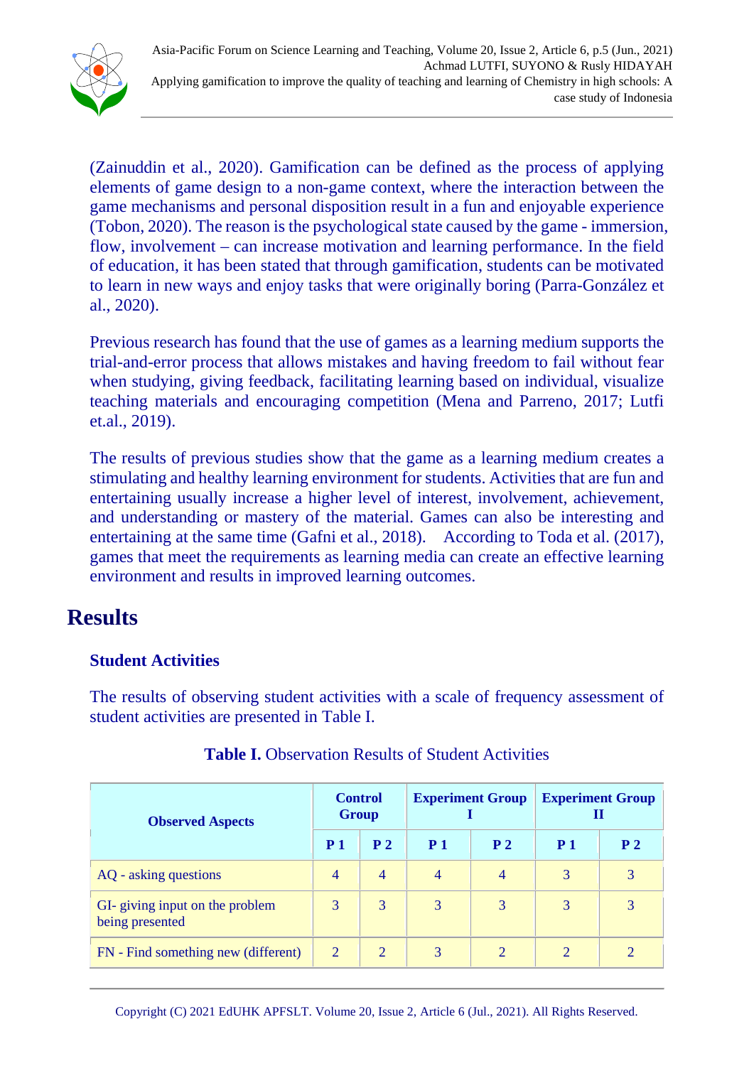(Zainuddin et al., 2020). Gamification can be defined as the process of applying elements of game design to a non-game context, where the interaction between the game mechanisms and personal disposition result in a fun and enjoyable experience (Tobon, 2020). The reason is the psychological state caused by the game - immersion, flow, involvement – can increase motivation and learning performance. In the field of education, it has been stated that through gamification, students can be motivated to learn in new ways and enjoy tasks that were originally boring (Parra-González et al., 2020).

Previous research has found that the use of games as a learning medium supports the trial-and-error process that allows mistakes and having freedom to fail without fear when studying, giving feedback, facilitating learning based on individual, visualize teaching materials and encouraging competition (Mena and Parreno, 2017; Lutfi et.al., 2019).

The results of previous studies show that the game as a learning medium creates a stimulating and healthy learning environment for students. Activities that are fun and entertaining usually increase a higher level of interest, involvement, achievement, and understanding or mastery of the material. Games can also be interesting and entertaining at the same time (Gafni et al., 2018). According to Toda et al. (2017), games that meet the requirements as learning media can create an effective learning environment and results in improved learning outcomes.

# Results

## Student Activities

The results of observing student activities with a scale of frequency assessment of student activities are presented in Table I.

**Table I.** Observation Results of Student Activities

| Observed Aspects | Control Group | | Experiment Group I | | Experiment Group II | |
|---|---|---|---|---|---|---|
| | P 1 | P 2 | P 1 | P 2 | P 1 | P 2 |
| AQ - asking questions | 4 | 4 | 4 | 4 | 3 | 3 |
| GI- giving input on the problem being presented | 3 | 3 | 3 | 3 | 3 | 3 |
| FN - Find something new (different) | 2 | 2 | 3 | 2 | 2 | 2 |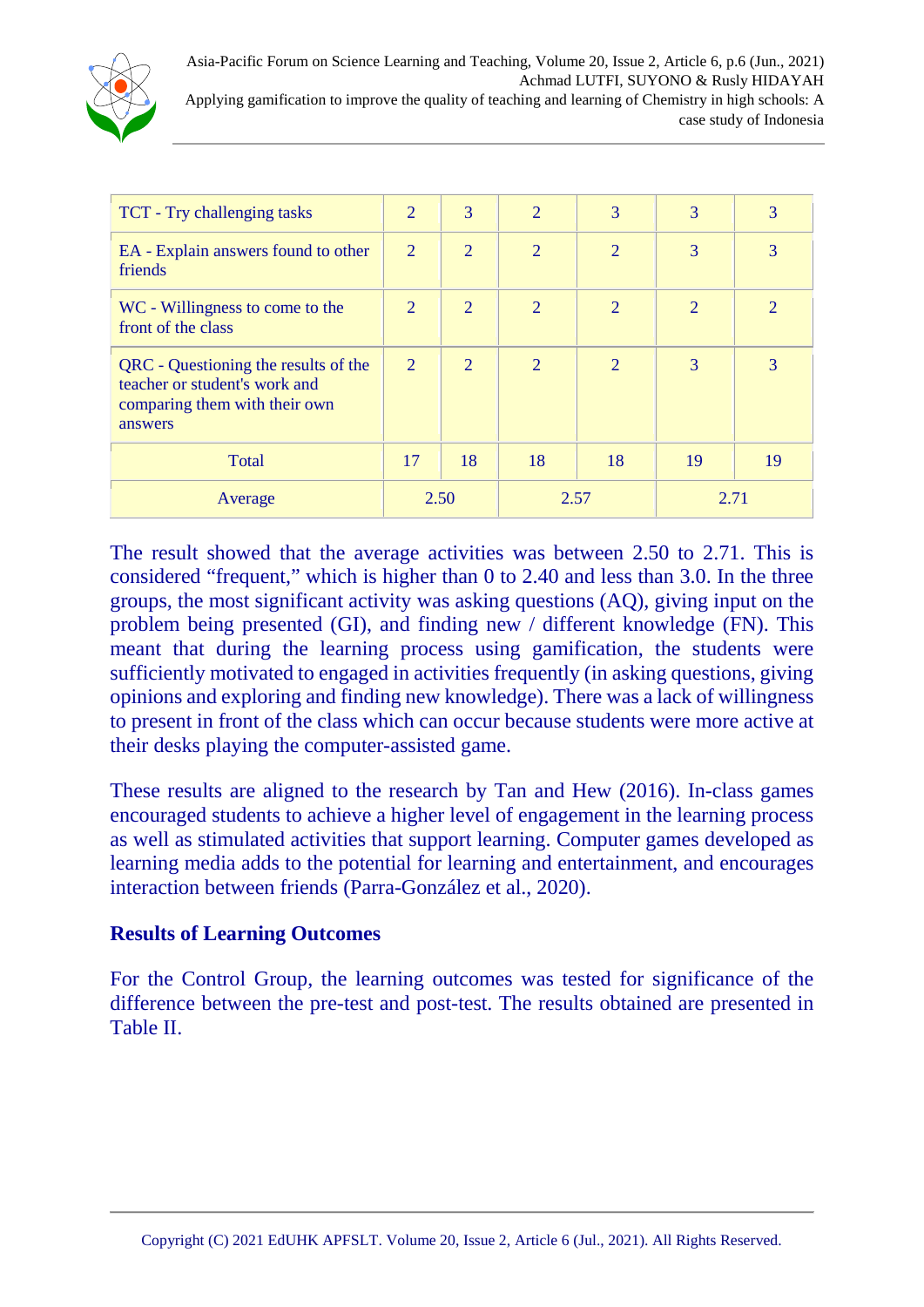| TCT - Try challenging tasks | 2 | 3 | 2 | 3 | 3 | 3 |
|---|---|---|---|---|---|---|
| EA - Explain answers found to other friends | 2 | 2 | 2 | 2 | 3 | 3 |
| WC - Willingness to come to the front of the class | 2 | 2 | 2 | 2 | 2 | 2 |
| QRC - Questioning the results of the teacher or student's work and comparing them with their own answers | 2 | 2 | 2 | 2 | 3 | 3 |
| Total | 17 | 18 | 18 | 18 | 19 | 19 |
| Average | 2.50 | | 2.57 | | 2.71 | |

The result showed that the average activities was between 2.50 to 2.71. This is considered "frequent," which is higher than 0 to 2.40 and less than 3.0. In the three groups, the most significant activity was asking questions (AQ), giving input on the problem being presented (GI), and finding new / different knowledge (FN). This meant that during the learning process using gamification, the students were sufficiently motivated to engaged in activities frequently (in asking questions, giving opinions and exploring and finding new knowledge). There was a lack of willingness to present in front of the class which can occur because students were more active at their desks playing the computer-assisted game.

These results are aligned to the research by Tan and Hew (2016). In-class games encouraged students to achieve a higher level of engagement in the learning process as well as stimulated activities that support learning. Computer games developed as learning media adds to the potential for learning and entertainment, and encourages interaction between friends (Parra-González et al., 2020).

### Results of Learning Outcomes

For the Control Group, the learning outcomes was tested for significance of the difference between the pre-test and post-test. The results obtained are presented in Table II.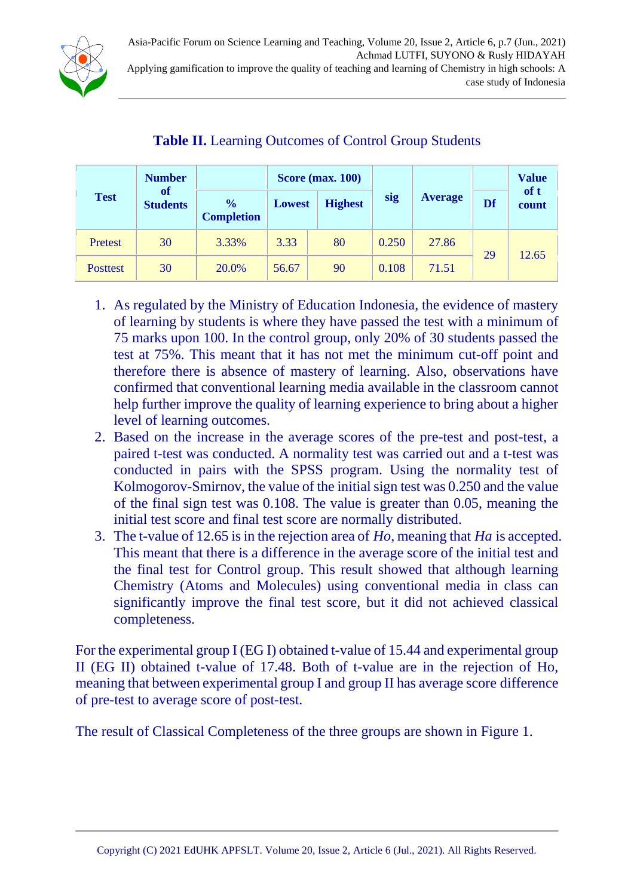**Table II.** Learning Outcomes of Control Group Students

| Test | Number of Students | | Score (max. 100) | | sig | Average | Df | Value of t count |
|---|---|---|---|---|---|---|---|---|
| | | % Completion | Lowest | Highest | | | | |
| Pretest | 30 | 3.33% | 3.33 | 80 | 0.250 | 27.86 | 29 | 12.65 |
| Posttest | 30 | 20.0% | 56.67 | 90 | 0.108 | 71.51 | | |

1. As regulated by the Ministry of Education Indonesia, the evidence of mastery of learning by students is where they have passed the test with a minimum of 75 marks upon 100. In the control group, only 20% of 30 students passed the test at 75%. This meant that it has not met the minimum cut-off point and therefore there is absence of mastery of learning. Also, observations have confirmed that conventional learning media available in the classroom cannot help further improve the quality of learning experience to bring about a higher level of learning outcomes.
2. Based on the increase in the average scores of the pre-test and post-test, a paired t-test was conducted. A normality test was carried out and a t-test was conducted in pairs with the SPSS program. Using the normality test of Kolmogorov-Smirnov, the value of the initial sign test was 0.250 and the value of the final sign test was 0.108. The value is greater than 0.05, meaning the initial test score and final test score are normally distributed.
3. The t-value of 12.65 is in the rejection area of *Ho*, meaning that *Ha* is accepted. This meant that there is a difference in the average score of the initial test and the final test for Control group. This result showed that although learning Chemistry (Atoms and Molecules) using conventional media in class can significantly improve the final test score, but it did not achieved classical completeness.

For the experimental group I (EG I) obtained t-value of 15.44 and experimental group II (EG II) obtained t-value of 17.48. Both of t-value are in the rejection of Ho, meaning that between experimental group I and group II has average score difference of pre-test to average score of post-test.

The result of Classical Completeness of the three groups are shown in Figure 1.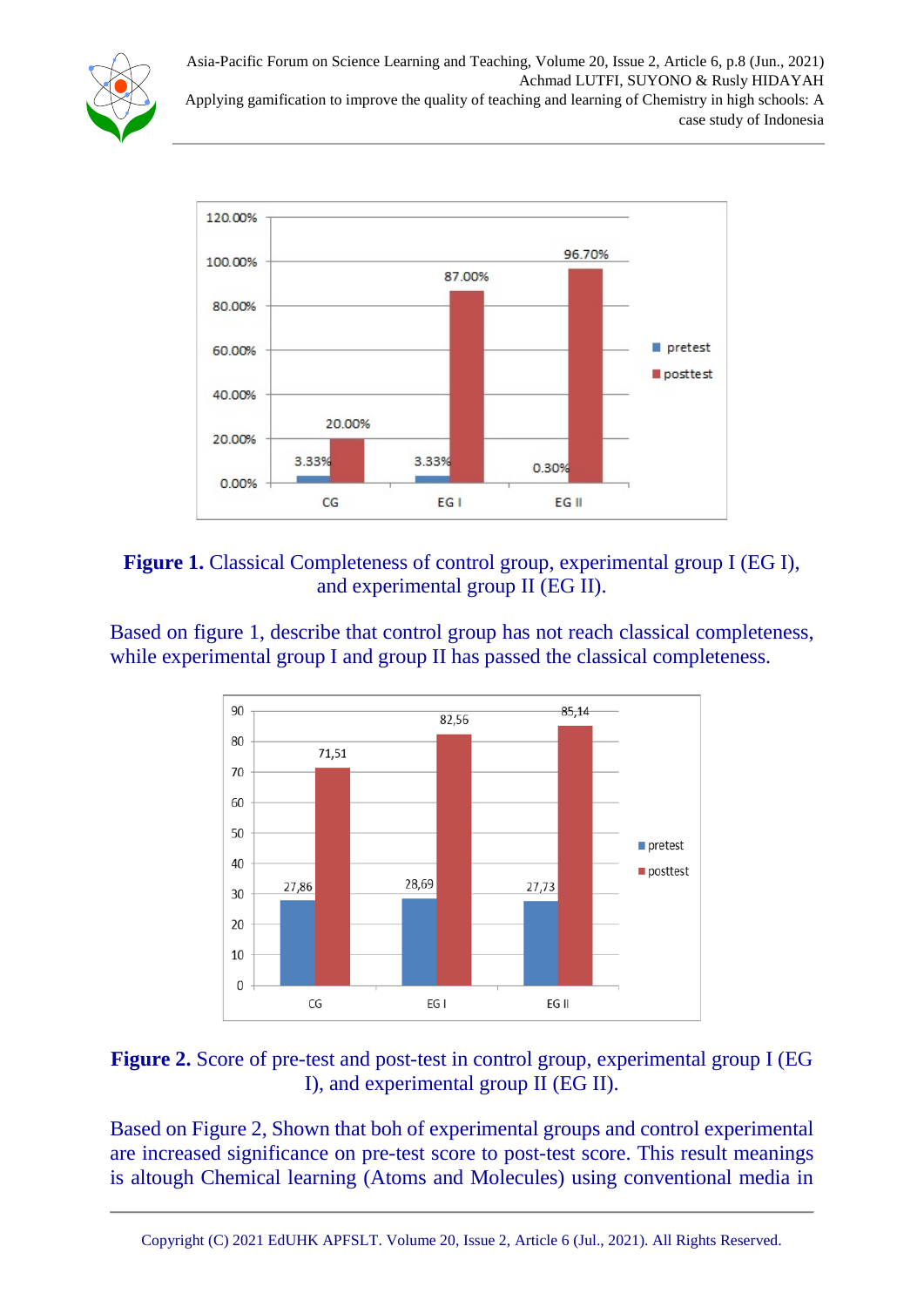**Figure 1.** Classical Completeness of control group, experimental group I (EG I), and experimental group II (EG II).

Based on figure 1, describe that control group has not reach classical completeness, while experimental group I and group II has passed the classical completeness.

**Figure 2.** Score of pre-test and post-test in control group, experimental group I (EG I), and experimental group II (EG II).

Based on Figure 2, Shown that boh of experimental groups and control experimental are increased significance on pre-test score to post-test score. This result meanings is altough Chemical learning (Atoms and Molecules) using conventional media in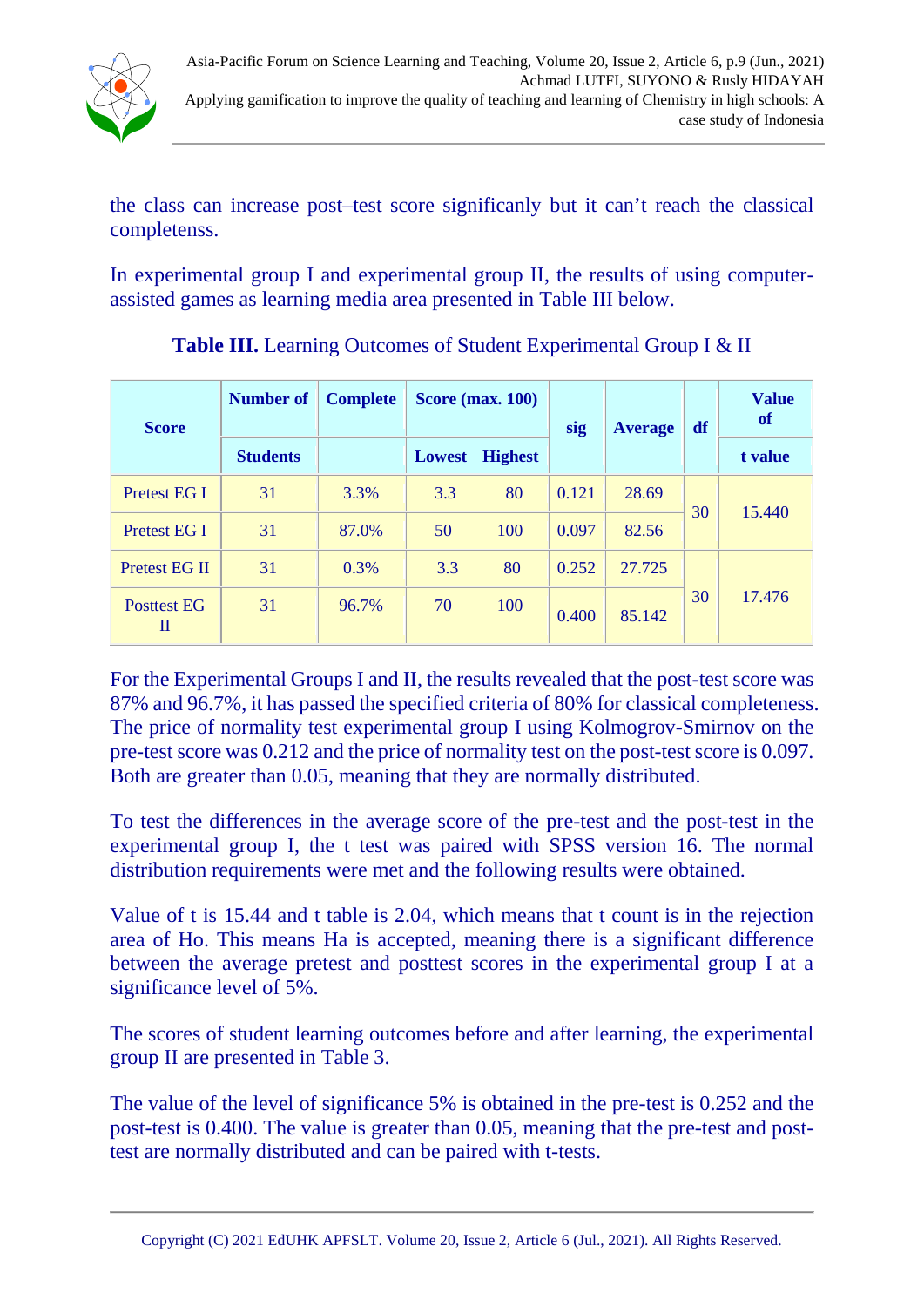the class can increase post–test score significanly but it can't reach the classical completenss.

In experimental group I and experimental group II, the results of using computer-assisted games as learning media area presented in Table III below.

**Table III.** Learning Outcomes of Student Experimental Group I & II

| Score | Number of Students | Complete | Score (max. 100) Lowest | Highest | sig | Average | df | Value of t value |
|---|---|---|---|---|---|---|---|---|
| Pretest EG I | 31 | 3.3% | 3.3 | 80 | 0.121 | 28.69 | 30 | 15.440 |
| Pretest EG I | 31 | 87.0% | 50 | 100 | 0.097 | 82.56 | | |
| Pretest EG II | 31 | 0.3% | 3.3 | 80 | 0.252 | 27.725 | 30 | 17.476 |
| Posttest EG II | 31 | 96.7% | 70 | 100 | 0.400 | 85.142 | | |

For the Experimental Groups I and II, the results revealed that the post-test score was 87% and 96.7%, it has passed the specified criteria of 80% for classical completeness. The price of normality test experimental group I using Kolmogrov-Smirnov on the pre-test score was 0.212 and the price of normality test on the post-test score is 0.097. Both are greater than 0.05, meaning that they are normally distributed.

To test the differences in the average score of the pre-test and the post-test in the experimental group I, the t test was paired with SPSS version 16. The normal distribution requirements were met and the following results were obtained.

Value of t is 15.44 and t table is 2.04, which means that t count is in the rejection area of Ho. This means Ha is accepted, meaning there is a significant difference between the average pretest and posttest scores in the experimental group I at a significance level of 5%.

The scores of student learning outcomes before and after learning, the experimental group II are presented in Table 3.

The value of the level of significance 5% is obtained in the pre-test is 0.252 and the post-test is 0.400. The value is greater than 0.05, meaning that the pre-test and post-test are normally distributed and can be paired with t-tests.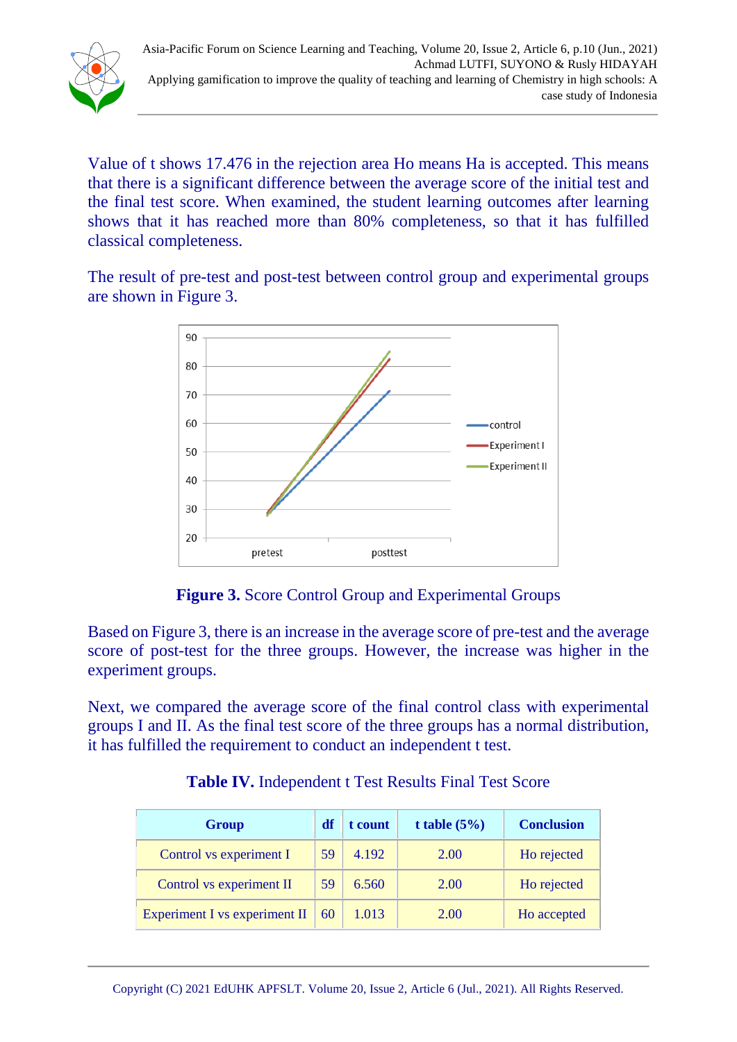Value of t shows 17.476 in the rejection area Ho means Ha is accepted. This means that there is a significant difference between the average score of the initial test and the final test score. When examined, the student learning outcomes after learning shows that it has reached more than 80% completeness, so that it has fulfilled classical completeness.

The result of pre-test and post-test between control group and experimental groups are shown in Figure 3.

**Figure 3.** Score Control Group and Experimental Groups

Based on Figure 3, there is an increase in the average score of pre-test and the average score of post-test for the three groups. However, the increase was higher in the experiment groups.

Next, we compared the average score of the final control class with experimental groups I and II. As the final test score of the three groups has a normal distribution, it has fulfilled the requirement to conduct an independent t test.

**Table IV.** Independent t Test Results Final Test Score

| Group | df | t count | t table (5%) | Conclusion |
|---|---|---|---|---|
| Control vs experiment I | 59 | 4.192 | 2.00 | Ho rejected |
| Control vs experiment II | 59 | 6.560 | 2.00 | Ho rejected |
| Experiment I vs experiment II | 60 | 1.013 | 2.00 | Ho accepted |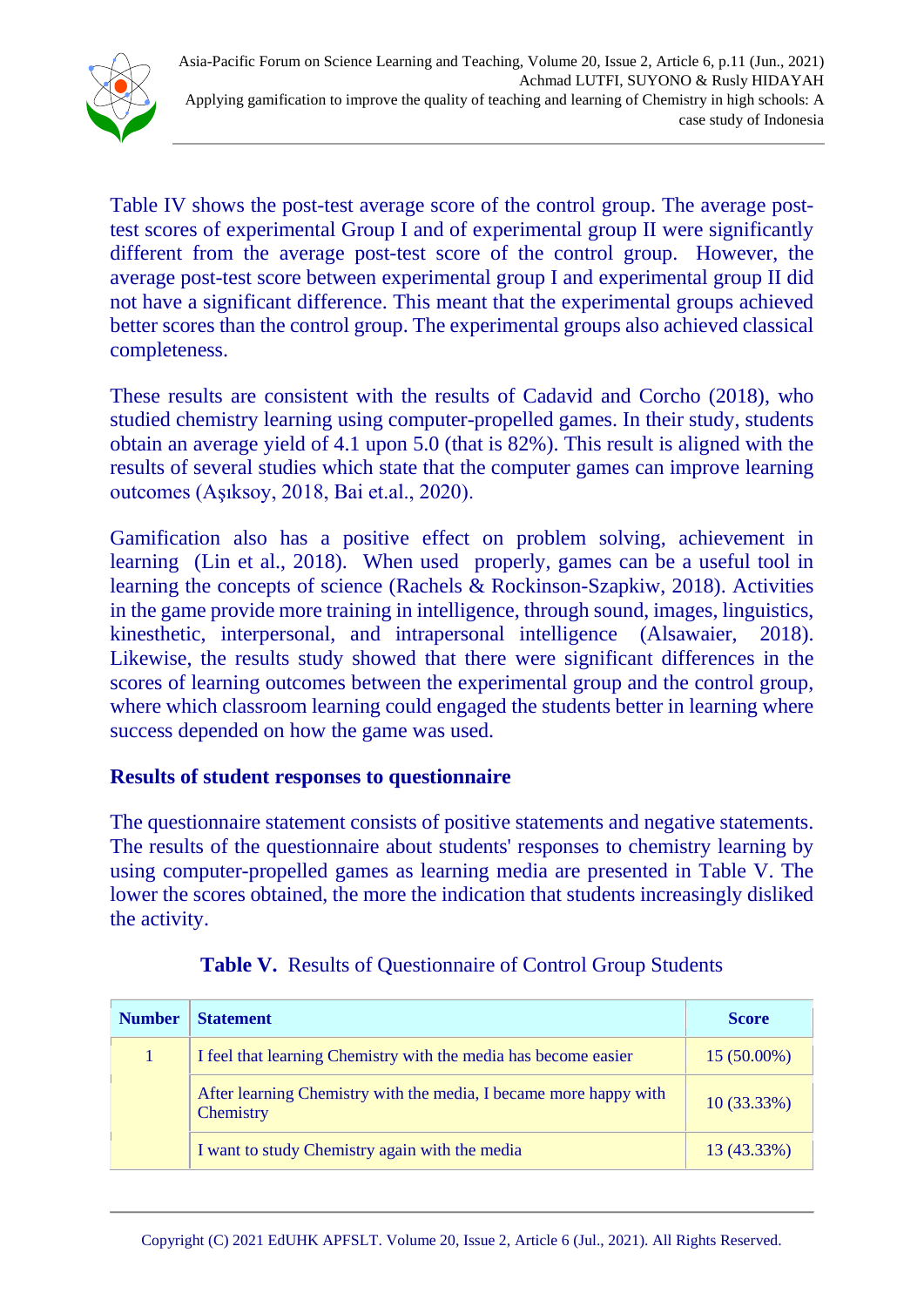Table IV shows the post-test average score of the control group. The average post-test scores of experimental Group I and of experimental group II were significantly different from the average post-test score of the control group. However, the average post-test score between experimental group I and experimental group II did not have a significant difference. This meant that the experimental groups achieved better scores than the control group. The experimental groups also achieved classical completeness.

These results are consistent with the results of Cadavid and Corcho (2018), who studied chemistry learning using computer-propelled games. In their study, students obtain an average yield of 4.1 upon 5.0 (that is 82%). This result is aligned with the results of several studies which state that the computer games can improve learning outcomes (Aşıksoy, 2018, Bai et.al., 2020).

Gamification also has a positive effect on problem solving, achievement in learning (Lin et al., 2018). When used properly, games can be a useful tool in learning the concepts of science (Rachels & Rockinson-Szapkiw, 2018). Activities in the game provide more training in intelligence, through sound, images, linguistics, kinesthetic, interpersonal, and intrapersonal intelligence (Alsawaier, 2018). Likewise, the results study showed that there were significant differences in the scores of learning outcomes between the experimental group and the control group, where which classroom learning could engaged the students better in learning where success depended on how the game was used.

### Results of student responses to questionnaire

The questionnaire statement consists of positive statements and negative statements. The results of the questionnaire about students' responses to chemistry learning by using computer-propelled games as learning media are presented in Table V. The lower the scores obtained, the more the indication that students increasingly disliked the activity.

**Table V.** Results of Questionnaire of Control Group Students

| Number | Statement | Score |
|---|---|---|
| 1 | I feel that learning Chemistry with the media has become easier | 15 (50.00%) |
| | After learning Chemistry with the media, I became more happy with Chemistry | 10 (33.33%) |
| | I want to study Chemistry again with the media | 13 (43.33%) |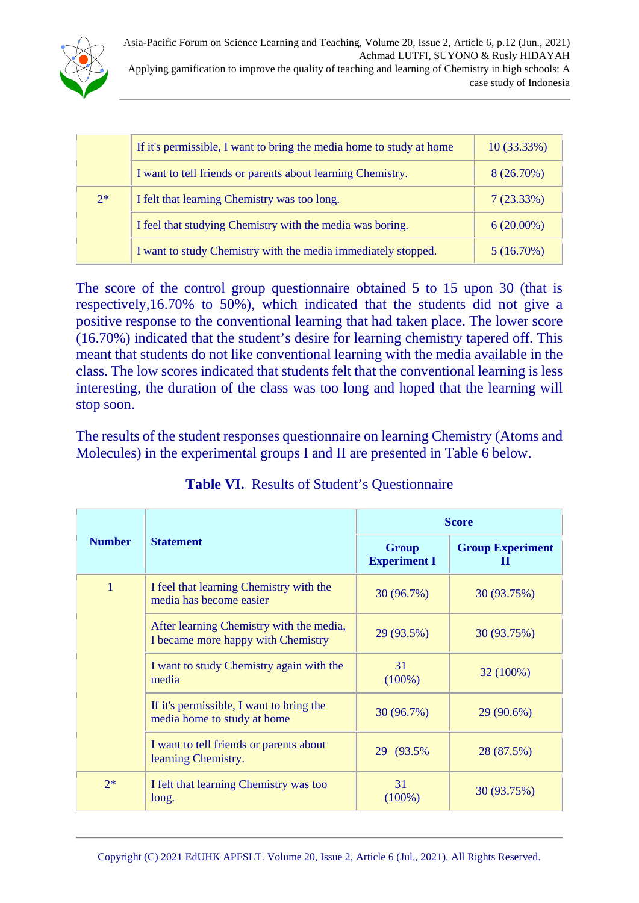| | | |
|---|---|---|
| | If it's permissible, I want to bring the media home to study at home | 10 (33.33%) |
| | I want to tell friends or parents about learning Chemistry. | 8 (26.70%) |
| 2* | I felt that learning Chemistry was too long. | 7 (23.33%) |
| | I feel that studying Chemistry with the media was boring. | 6 (20.00%) |
| | I want to study Chemistry with the media immediately stopped. | 5 (16.70%) |

The score of the control group questionnaire obtained 5 to 15 upon 30 (that is respectively,16.70% to 50%), which indicated that the students did not give a positive response to the conventional learning that had taken place. The lower score (16.70%) indicated that the student's desire for learning chemistry tapered off. This meant that students do not like conventional learning with the media available in the class. The low scores indicated that students felt that the conventional learning is less interesting, the duration of the class was too long and hoped that the learning will stop soon.

The results of the student responses questionnaire on learning Chemistry (Atoms and Molecules) in the experimental groups I and II are presented in Table 6 below.

**Table VI.** Results of Student's Questionnaire

| Number | Statement | Score | |
|---|---|---|---|
| | | Group Experiment I | Group Experiment II |
| 1 | I feel that learning Chemistry with the media has become easier | 30 (96.7%) | 30 (93.75%) |
| | After learning Chemistry with the media, I became more happy with Chemistry | 29 (93.5%) | 30 (93.75%) |
| | I want to study Chemistry again with the media | 31 (100%) | 32 (100%) |
| | If it's permissible, I want to bring the media home to study at home | 30 (96.7%) | 29 (90.6%) |
| | I want to tell friends or parents about learning Chemistry. | 29 (93.5% | 28 (87.5%) |
| 2* | I felt that learning Chemistry was too long. | 31 (100%) | 30 (93.75%) |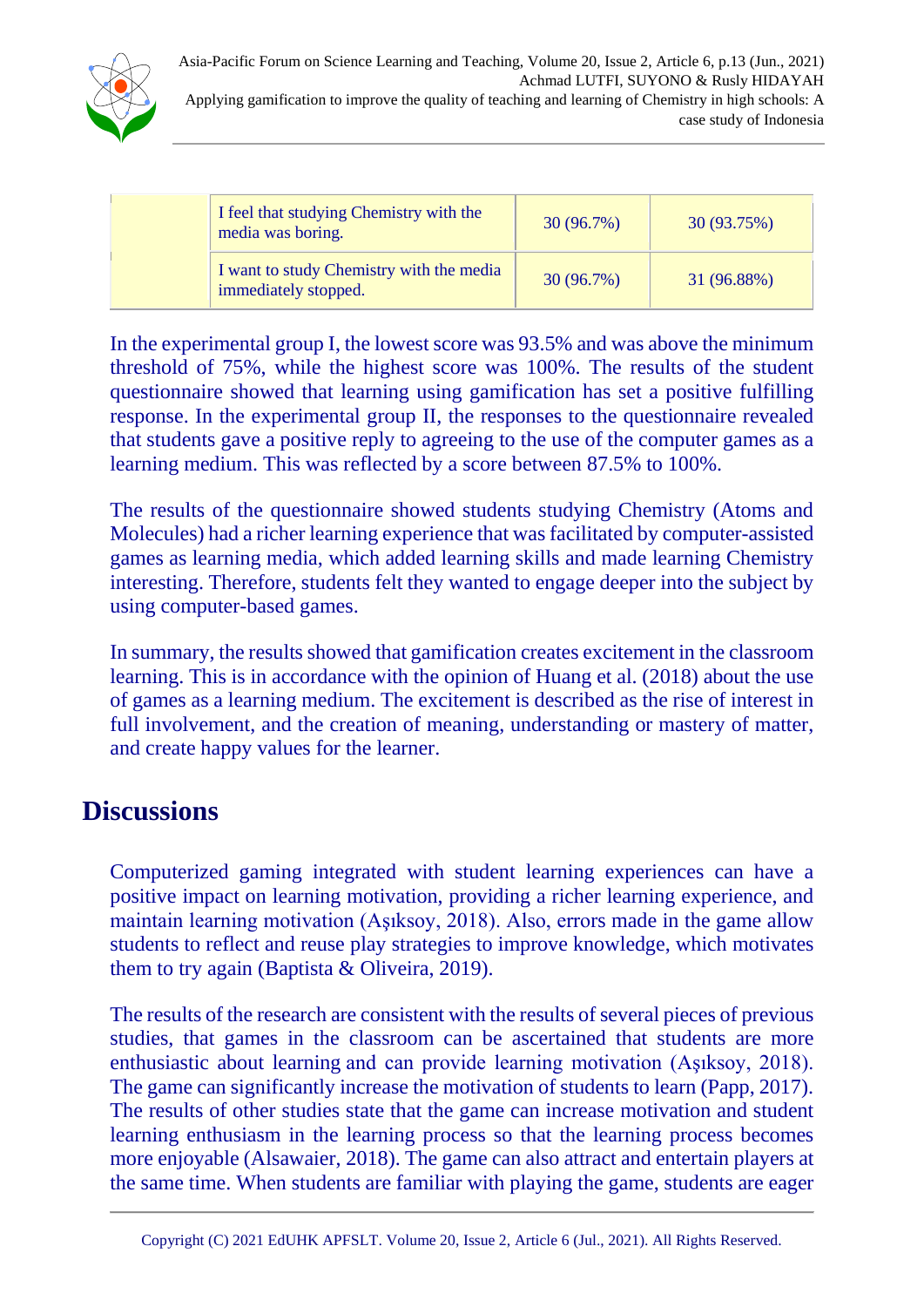|  | I feel that studying Chemistry with the media was boring. | 30 (96.7%) | 30 (93.75%) |
| --- | --- | --- | --- |
|  | I want to study Chemistry with the media immediately stopped. | 30 (96.7%) | 31 (96.88%) |

In the experimental group I, the lowest score was 93.5% and was above the minimum threshold of 75%, while the highest score was 100%. The results of the student questionnaire showed that learning using gamification has set a positive fulfilling response. In the experimental group II, the responses to the questionnaire revealed that students gave a positive reply to agreeing to the use of the computer games as a learning medium. This was reflected by a score between 87.5% to 100%.

The results of the questionnaire showed students studying Chemistry (Atoms and Molecules) had a richer learning experience that was facilitated by computer-assisted games as learning media, which added learning skills and made learning Chemistry interesting. Therefore, students felt they wanted to engage deeper into the subject by using computer-based games.

In summary, the results showed that gamification creates excitement in the classroom learning. This is in accordance with the opinion of Huang et al. (2018) about the use of games as a learning medium. The excitement is described as the rise of interest in full involvement, and the creation of meaning, understanding or mastery of matter, and create happy values for the learner.

## Discussions

Computerized gaming integrated with student learning experiences can have a positive impact on learning motivation, providing a richer learning experience, and maintain learning motivation (Aşıksoy, 2018). Also, errors made in the game allow students to reflect and reuse play strategies to improve knowledge, which motivates them to try again (Baptista & Oliveira, 2019).

The results of the research are consistent with the results of several pieces of previous studies, that games in the classroom can be ascertained that students are more enthusiastic about learning and can provide learning motivation (Aşıksoy, 2018). The game can significantly increase the motivation of students to learn (Papp, 2017). The results of other studies state that the game can increase motivation and student learning enthusiasm in the learning process so that the learning process becomes more enjoyable (Alsawaier, 2018). The game can also attract and entertain players at the same time. When students are familiar with playing the game, students are eager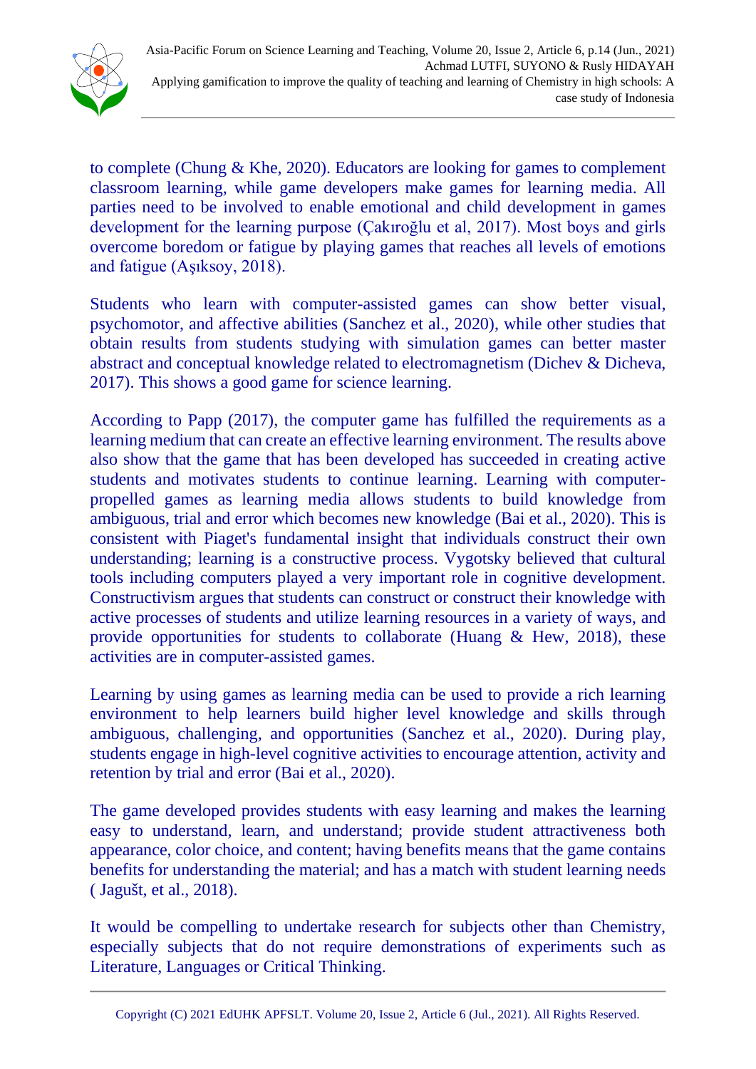to complete (Chung & Khe, 2020). Educators are looking for games to complement classroom learning, while game developers make games for learning media. All parties need to be involved to enable emotional and child development in games development for the learning purpose (Çakıroğlu et al, 2017). Most boys and girls overcome boredom or fatigue by playing games that reaches all levels of emotions and fatigue (Aşıksoy, 2018).

Students who learn with computer-assisted games can show better visual, psychomotor, and affective abilities (Sanchez et al., 2020), while other studies that obtain results from students studying with simulation games can better master abstract and conceptual knowledge related to electromagnetism (Dichev & Dicheva, 2017). This shows a good game for science learning.

According to Papp (2017), the computer game has fulfilled the requirements as a learning medium that can create an effective learning environment. The results above also show that the game that has been developed has succeeded in creating active students and motivates students to continue learning. Learning with computer-propelled games as learning media allows students to build knowledge from ambiguous, trial and error which becomes new knowledge (Bai et al., 2020). This is consistent with Piaget's fundamental insight that individuals construct their own understanding; learning is a constructive process. Vygotsky believed that cultural tools including computers played a very important role in cognitive development. Constructivism argues that students can construct or construct their knowledge with active processes of students and utilize learning resources in a variety of ways, and provide opportunities for students to collaborate (Huang & Hew, 2018), these activities are in computer-assisted games.

Learning by using games as learning media can be used to provide a rich learning environment to help learners build higher level knowledge and skills through ambiguous, challenging, and opportunities (Sanchez et al., 2020). During play, students engage in high-level cognitive activities to encourage attention, activity and retention by trial and error (Bai et al., 2020).

The game developed provides students with easy learning and makes the learning easy to understand, learn, and understand; provide student attractiveness both appearance, color choice, and content; having benefits means that the game contains benefits for understanding the material; and has a match with student learning needs ( Jagušt, et al., 2018).

It would be compelling to undertake research for subjects other than Chemistry, especially subjects that do not require demonstrations of experiments such as Literature, Languages or Critical Thinking.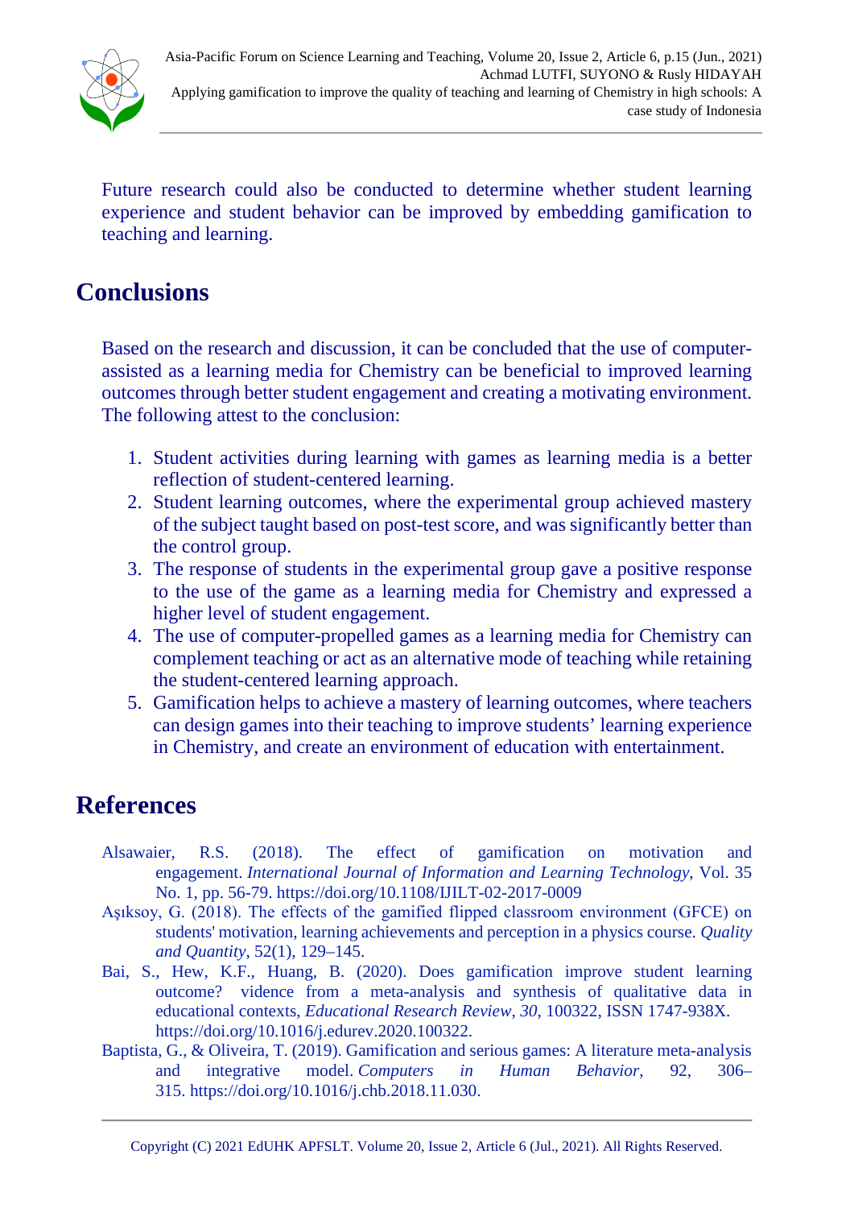Future research could also be conducted to determine whether student learning experience and student behavior can be improved by embedding gamification to teaching and learning.

## Conclusions

Based on the research and discussion, it can be concluded that the use of computer-assisted as a learning media for Chemistry can be beneficial to improved learning outcomes through better student engagement and creating a motivating environment. The following attest to the conclusion:

1. Student activities during learning with games as learning media is a better reflection of student-centered learning.
2. Student learning outcomes, where the experimental group achieved mastery of the subject taught based on post-test score, and was significantly better than the control group.
3. The response of students in the experimental group gave a positive response to the use of the game as a learning media for Chemistry and expressed a higher level of student engagement.
4. The use of computer-propelled games as a learning media for Chemistry can complement teaching or act as an alternative mode of teaching while retaining the student-centered learning approach.
5. Gamification helps to achieve a mastery of learning outcomes, where teachers can design games into their teaching to improve students' learning experience in Chemistry, and create an environment of education with entertainment.

## References

Alsawaier, R.S. (2018). The effect of gamification on motivation and engagement. *International Journal of Information and Learning Technology*, Vol. 35 No. 1, pp. 56-79. https://doi.org/10.1108/IJILT-02-2017-0009

Aşıksoy, G. (2018). The effects of the gamified flipped classroom environment (GFCE) on students' motivation, learning achievements and perception in a physics course. *Quality and Quantity*, 52(1), 129–145.

Bai, S., Hew, K.F., Huang, B. (2020). Does gamification improve student learning outcome? vidence from a meta-analysis and synthesis of qualitative data in educational contexts, *Educational Research Review*, *30*, 100322, ISSN 1747-938X. https://doi.org/10.1016/j.edurev.2020.100322.

Baptista, G., & Oliveira, T. (2019). Gamification and serious games: A literature meta-analysis and integrative model. *Computers in Human Behavior*, 92, 306–315. https://doi.org/10.1016/j.chb.2018.11.030.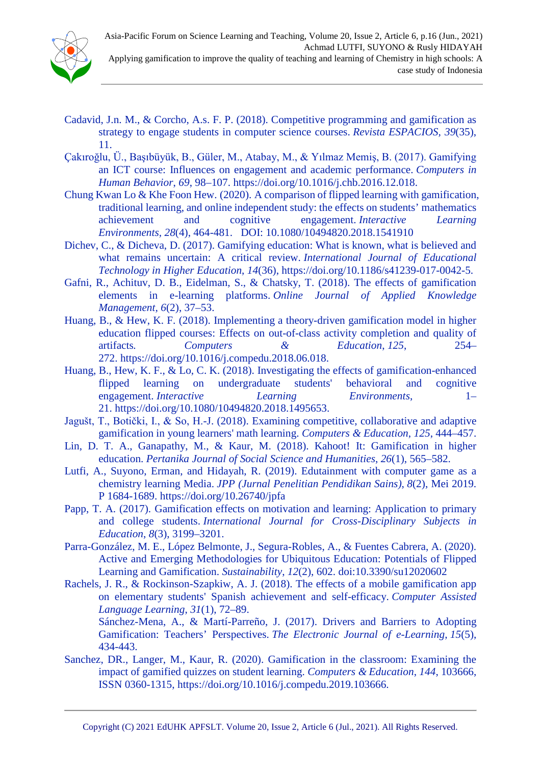Cadavid, J.n. M., & Corcho, A.s. F. P. (2018). Competitive programming and gamification as strategy to engage students in computer science courses. *Revista ESPACIOS*, *39*(35), 11.

Çakıroğlu, Ü., Başıbüyük, B., Güler, M., Atabay, M., & Yılmaz Memiş, B. (2017). Gamifying an ICT course: Influences on engagement and academic performance. *Computers in Human Behavior*, *69*, 98–107. https://doi.org/10.1016/j.chb.2016.12.018.

Chung Kwan Lo & Khe Foon Hew. (2020). A comparison of flipped learning with gamification, traditional learning, and online independent study: the effects on students' mathematics achievement and cognitive engagement. *Interactive Learning Environments, 28*(4), 464-481. DOI: 10.1080/10494820.2018.1541910

Dichev, C., & Dicheva, D. (2017). Gamifying education: What is known, what is believed and what remains uncertain: A critical review. *International Journal of Educational Technology in Higher Education*, *14*(36), https://doi.org/10.1186/s41239-017-0042-5.

Gafni, R., Achituv, D. B., Eidelman, S., & Chatsky, T. (2018). The effects of gamification elements in e-learning platforms. *Online Journal of Applied Knowledge Management*, *6*(2), 37–53.

Huang, B., & Hew, K. F. (2018). Implementing a theory-driven gamification model in higher education flipped courses: Effects on out-of-class activity completion and quality of artifacts. *Computers & Education*, *125*, 254–272. https://doi.org/10.1016/j.compedu.2018.06.018.

Huang, B., Hew, K. F., & Lo, C. K. (2018). Investigating the effects of gamification-enhanced flipped learning on undergraduate students' behavioral and cognitive engagement. *Interactive Learning Environments*, 1–21. https://doi.org/10.1080/10494820.2018.1495653.

Jagušt, T., Botički, I., & So, H.-J. (2018). Examining competitive, collaborative and adaptive gamification in young learners' math learning. *Computers & Education*, *125*, 444–457.

Lin, D. T. A., Ganapathy, M., & Kaur, M. (2018). Kahoot! It: Gamification in higher education. *Pertanika Journal of Social Science and Humanities*, *26*(1), 565–582.

Lutfi, A., Suyono, Erman, and Hidayah, R. (2019). Edutainment with computer game as a chemistry learning Media. *JPP (Jurnal Penelitian Pendidikan Sains)*, *8*(2), Mei 2019. P 1684-1689. https://doi.org/10.26740/jpfa

Papp, T. A. (2017). Gamification effects on motivation and learning: Application to primary and college students. *International Journal for Cross-Disciplinary Subjects in Education*, *8*(3), 3199–3201.

Parra-González, M. E., López Belmonte, J., Segura-Robles, A., & Fuentes Cabrera, A. (2020). Active and Emerging Methodologies for Ubiquitous Education: Potentials of Flipped Learning and Gamification. *Sustainability*, *12*(2), 602. doi:10.3390/su12020602

Rachels, J. R., & Rockinson-Szapkiw, A. J. (2018). The effects of a mobile gamification app on elementary students' Spanish achievement and self-efficacy. *Computer Assisted Language Learning*, *31*(1), 72–89.

Sánchez-Mena, A., & Martí-Parreño, J. (2017). Drivers and Barriers to Adopting Gamification: Teachers' Perspectives. *The Electronic Journal of e-Learning*, *15*(5), 434-443.

Sanchez, DR., Langer, M., Kaur, R. (2020). Gamification in the classroom: Examining the impact of gamified quizzes on student learning. *Computers & Education*, *144*, 103666, ISSN 0360-1315, https://doi.org/10.1016/j.compedu.2019.103666.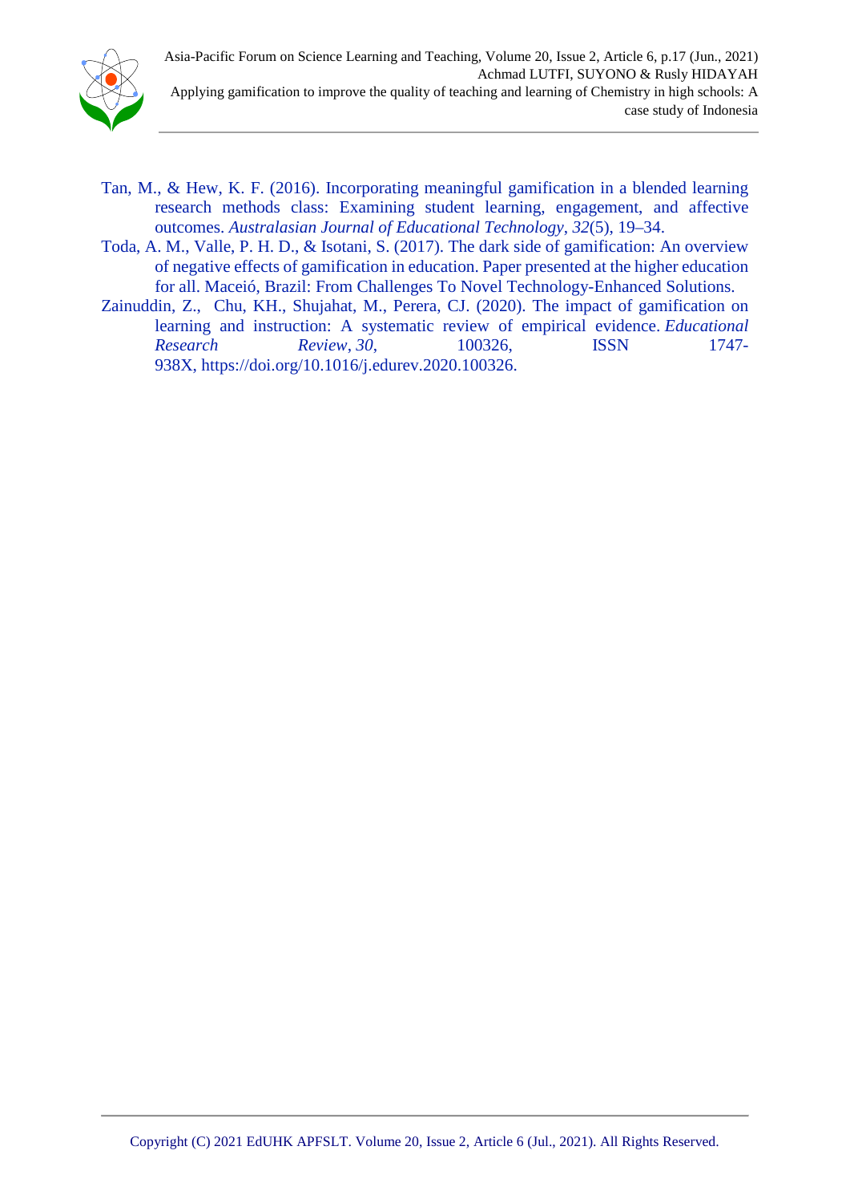Tan, M., & Hew, K. F. (2016). Incorporating meaningful gamification in a blended learning research methods class: Examining student learning, engagement, and affective outcomes. *Australasian Journal of Educational Technology*, *32*(5), 19–34.

Toda, A. M., Valle, P. H. D., & Isotani, S. (2017). The dark side of gamification: An overview of negative effects of gamification in education. Paper presented at the higher education for all. Maceió, Brazil: From Challenges To Novel Technology-Enhanced Solutions.

Zainuddin, Z., Chu, KH., Shujahat, M., Perera, CJ. (2020). The impact of gamification on learning and instruction: A systematic review of empirical evidence. *Educational Research Review*, *30*, 100326, ISSN 1747-938X, https://doi.org/10.1016/j.edurev.2020.100326.